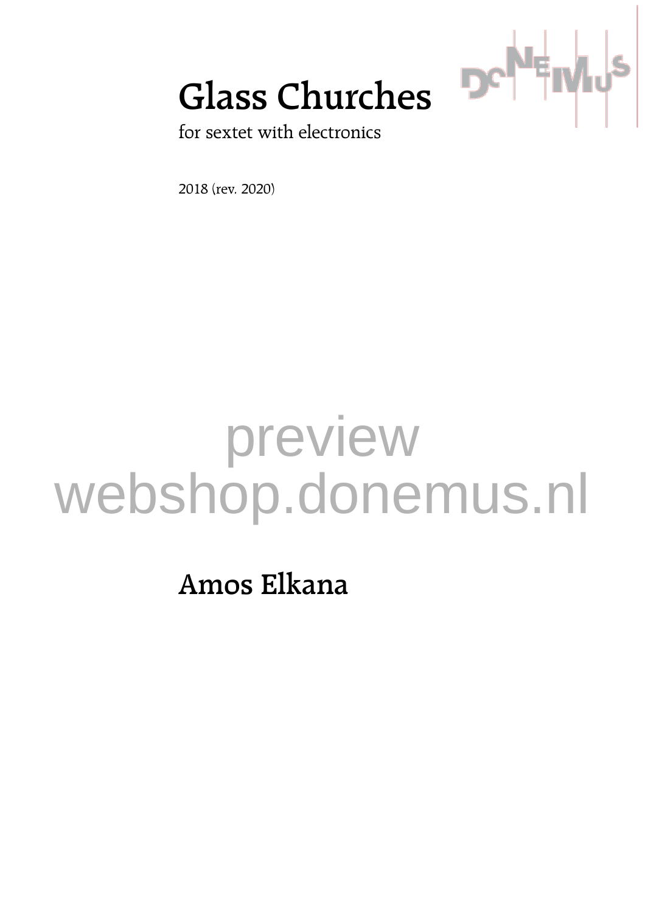# Glass Churches

for sextet with electronics

2018 (rev. 2020)

preview
webshop.donemus.nl

**Amos Elkana**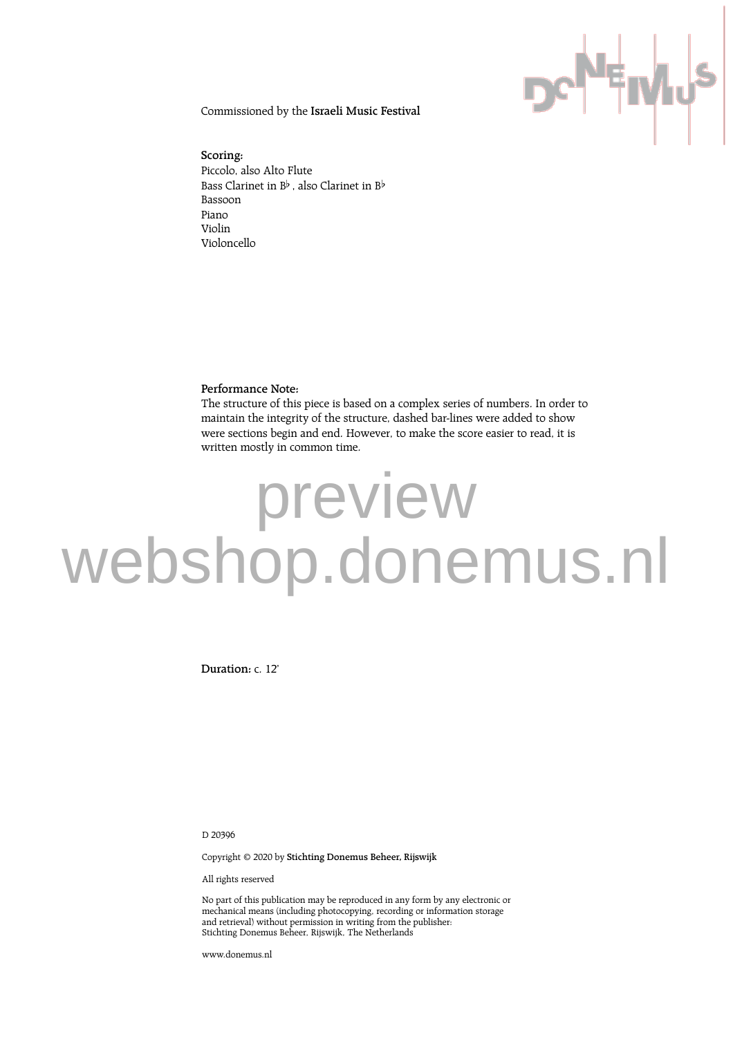Commissioned by the **Israeli Music Festival**

**Scoring:**
Piccolo, also Alto Flute
Bass Clarinet in B♭ , also Clarinet in B♭
Bassoon
Piano
Violin
Violoncello

**Performance Note:**
The structure of this piece is based on a complex series of numbers. In order to maintain the integrity of the structure, dashed bar-lines were added to show were sections begin and end. However, to make the score easier to read, it is written mostly in common time.

preview
webshop.donemus.nl

**Duration:** c. 12'

D 20396

Copyright © 2020 by **Stichting Donemus Beheer, Rijswijk**

All rights reserved

No part of this publication may be reproduced in any form by any electronic or mechanical means (including photocopying, recording or information storage and retrieval) without permission in writing from the publisher:
Stichting Donemus Beheer, Rijswijk, The Netherlands

www.donemus.nl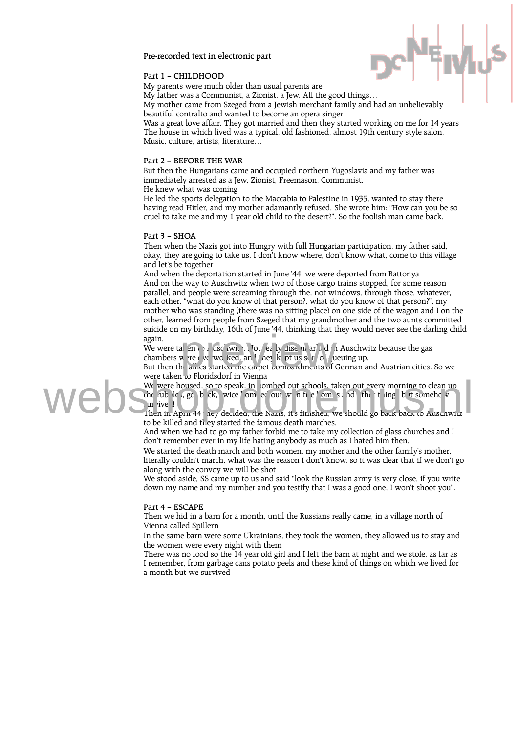**Pre-recorded text in electronic part**

**Part 1 – CHILDHOOD**

My parents were much older than usual parents are
My father was a Communist, a Zionist, a Jew. All the good things…
My mother came from Szeged from a Jewish merchant family and had an unbelievably beautiful contralto and wanted to become an opera singer
Was a great love affair. They got married and then they started working on me for 14 years
The house in which lived was a typical, old fashioned, almost 19th century style salon.
Music, culture, artists, literature…

**Part 2 – BEFORE THE WAR**

But then the Hungarians came and occupied northern Yugoslavia and my father was immediately arrested as a Jew, Zionist, Freemason, Communist.
He knew what was coming
He led the sports delegation to the Maccabia to Palestine in 1935, wanted to stay there having read Hitler, and my mother adamantly refused. She wrote him: "How can you be so cruel to take me and my 1 year old child to the desert?". So the foolish man came back.

**Part 3 – SHOA**

Then when the Nazis got into Hungry with full Hungarian participation, my father said, okay, they are going to take us, I don't know where, don't know what, come to this village and let's be together
And when the deportation started in June '44, we were deported from Battonya
And on the way to Auschwitz when two of those cargo trains stopped, for some reason parallel, and people were screaming through the, not windows, through those, whatever, each other, "what do you know of that person?, what do you know of that person?", my mother who was standing (there was no sitting place) on one side of the wagon and I on the other, learned from people from Szeged that my grandmother and the two aunts committed suicide on my birthday, 16th of June '44, thinking that they would never see the darling child again.
We were taken to Auschwitz. Not really disembarked in Auschwitz because the gas chambers were overworked, and they kept us sort of queuing up.
But then the allies started the carpet bombardments of German and Austrian cities. So we were taken to Floridsdorf in Vienna
We were housed, so to speak, in bombed out schools, taken out every morning to clean up the rubbles, got back, twice bombed out with fire bombs and the thing but somehow survived!
Then in April 44 they decided, the Nazis, it's finished, we should go back back to Auschwitz to be killed and they started the famous death marches.
And when we had to go my father forbid me to take my collection of glass churches and I don't remember ever in my life hating anybody as much as I hated him then.
We started the death march and both women, my mother and the other family's mother, literally couldn't march, what was the reason I don't know, so it was clear that if we don't go along with the convoy we will be shot
We stood aside, SS came up to us and said "look the Russian army is very close, if you write down my name and my number and you testify that I was a good one, I won't shoot you".

**Part 4 – ESCAPE**

Then we hid in a barn for a month, until the Russians really came, in a village north of Vienna called Spillern
In the same barn were some Ukrainians, they took the women, they allowed us to stay and the women were every night with them
There was no food so the 14 year old girl and I left the barn at night and we stole, as far as I remember, from garbage cans potato peels and these kind of things on which we lived for a month but we survived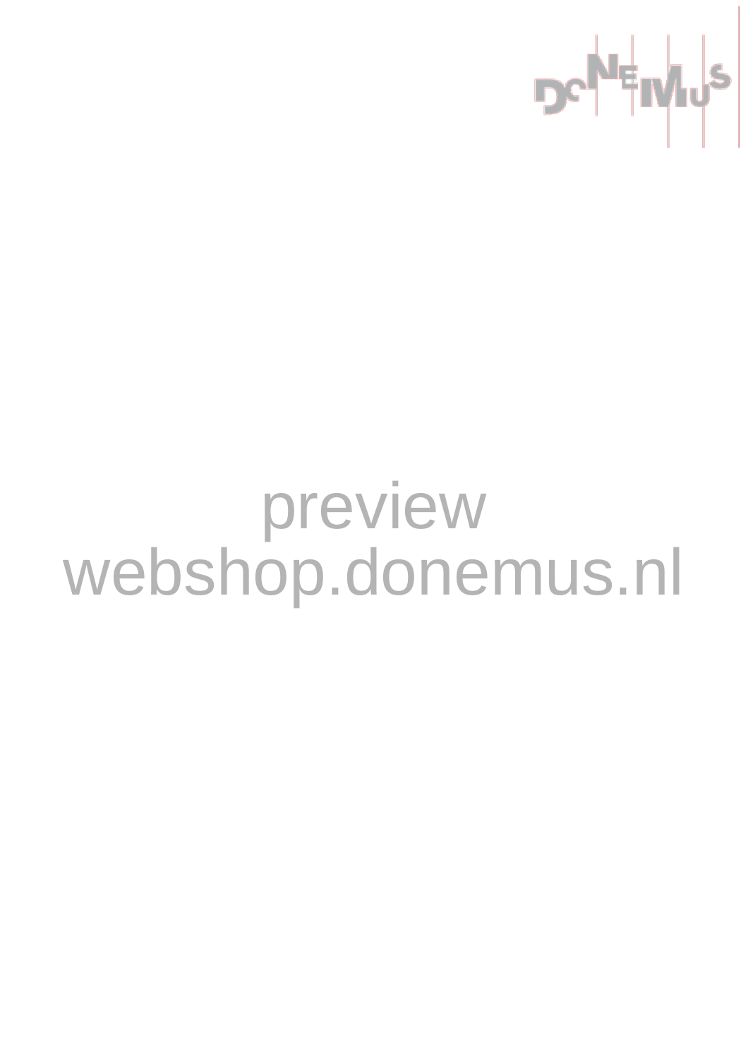preview
webshop.donemus.nl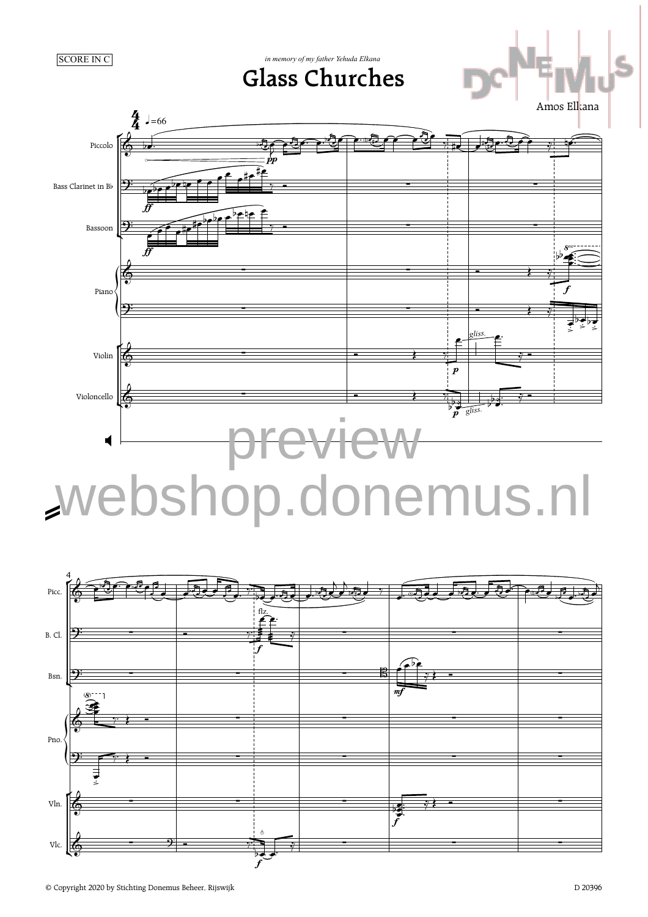SCORE IN C

*in memory of my father Yehuda Elkana*

# Glass Churches

Amos Elkana

preview webshop.donemus.nl

© Copyright 2020 by Stichting Donemus Beheer, Rijswijk

D 20396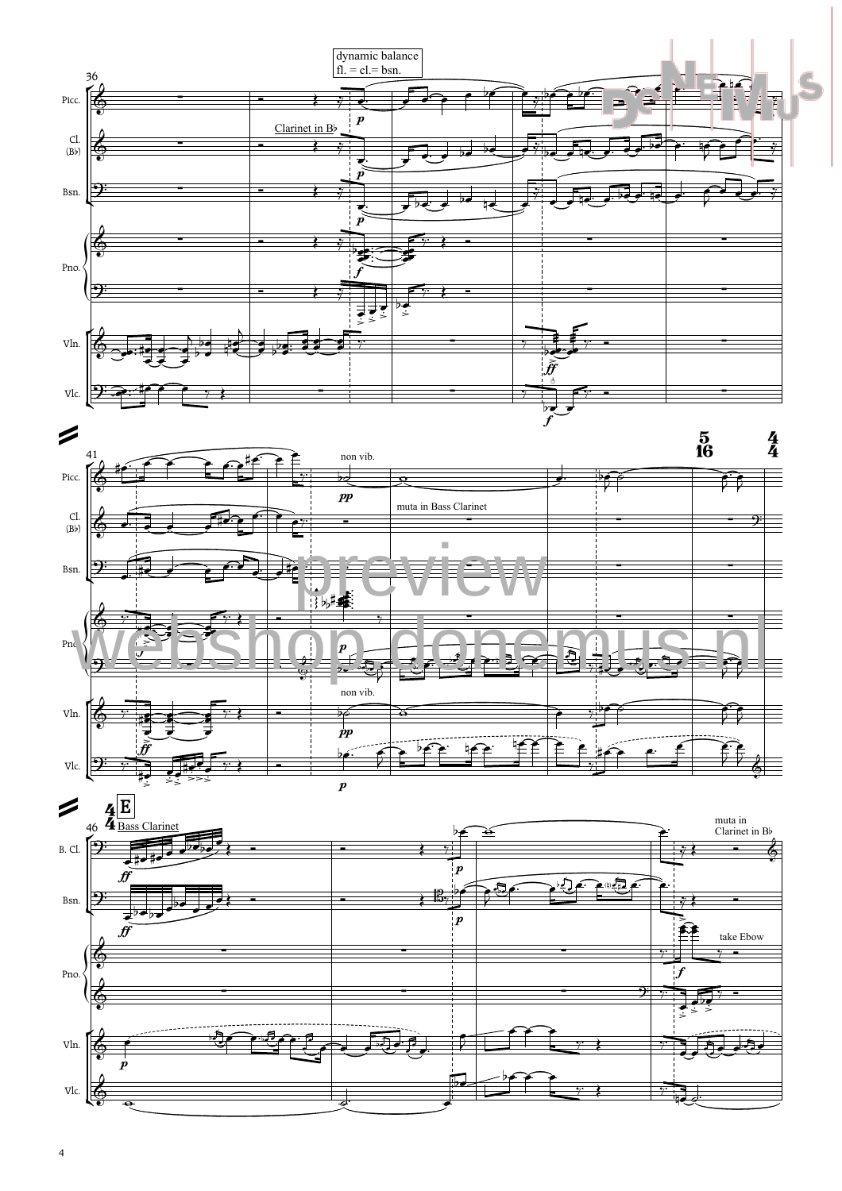dynamic balance
fl. = cl.= bsn.

Clarinet in B♭

non vib.

muta in Bass Clarinet

non vib.

E

Bass Clarinet

muta in
Clarinet in B♭

take Ebow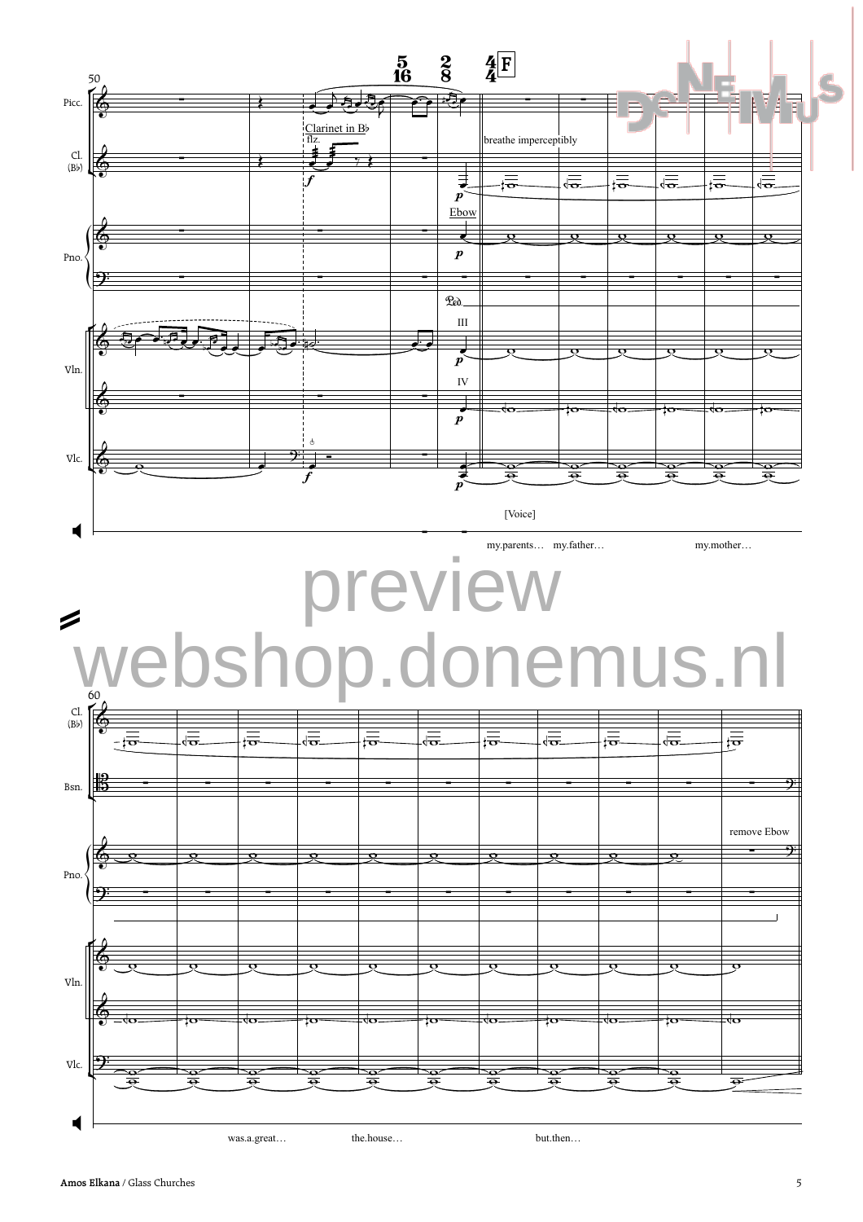preview
webshop.donemus.nl

50

Picc.

Clarinet in B♭
flz.

Cl. (B♭)

breathe imperceptibly

Ebow

Pno.

III

Vln.

IV

Vlc.

[Voice]

my.parents… my.father… my.mother…

60

Cl. (B♭)

Bsn.

remove Ebow

Pno.

Vln.

Vlc.

was.a.great… the.house… but.then…